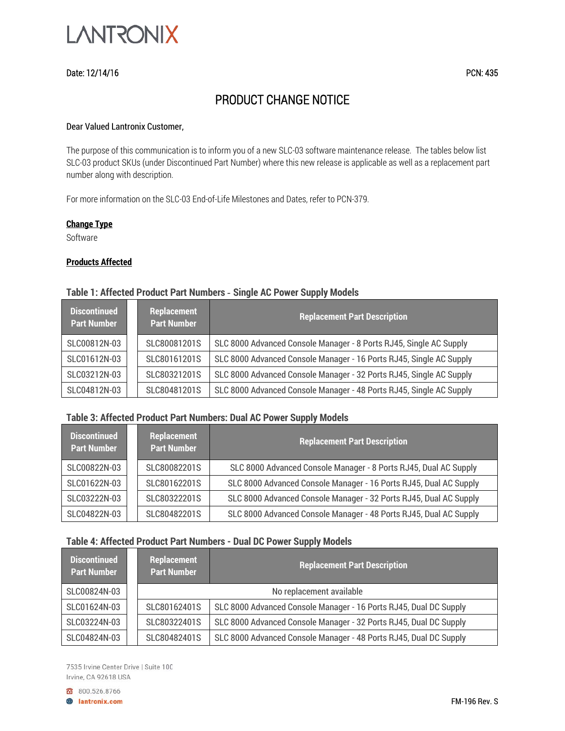LANTRONIX

Date: 12/14/16

PCN: 435

# PRODUCT CHANGE NOTICE

Dear Valued Lantronix Customer,

The purpose of this communication is to inform you of a new SLC-03 software maintenance release. The tables below list SLC-03 product SKUs (under Discontinued Part Number) where this new release is applicable as well as a replacement part number along with description.

For more information on the SLC-03 End-of-Life Milestones and Dates, refer to PCN-379.

**Change Type**

Software

**Products Affected**

### Table 1: Affected Product Part Numbers - Single AC Power Supply Models

| Discontinued Part Number | Replacement Part Number | Replacement Part Description |
|---|---|---|
| SLC00812N-03 | SLC80081201S | SLC 8000 Advanced Console Manager - 8 Ports RJ45, Single AC Supply |
| SLC01612N-03 | SLC80161201S | SLC 8000 Advanced Console Manager - 16 Ports RJ45, Single AC Supply |
| SLC03212N-03 | SLC80321201S | SLC 8000 Advanced Console Manager - 32 Ports RJ45, Single AC Supply |
| SLC04812N-03 | SLC80481201S | SLC 8000 Advanced Console Manager - 48 Ports RJ45, Single AC Supply |

### Table 3: Affected Product Part Numbers: Dual AC Power Supply Models

| Discontinued Part Number | Replacement Part Number | Replacement Part Description |
|---|---|---|
| SLC00822N-03 | SLC80082201S | SLC 8000 Advanced Console Manager - 8 Ports RJ45, Dual AC Supply |
| SLC01622N-03 | SLC80162201S | SLC 8000 Advanced Console Manager - 16 Ports RJ45, Dual AC Supply |
| SLC03222N-03 | SLC80322201S | SLC 8000 Advanced Console Manager - 32 Ports RJ45, Dual AC Supply |
| SLC04822N-03 | SLC80482201S | SLC 8000 Advanced Console Manager - 48 Ports RJ45, Dual AC Supply |

### Table 4: Affected Product Part Numbers - Dual DC Power Supply Models

| Discontinued Part Number | Replacement Part Number | Replacement Part Description |
|---|---|---|
| SLC00824N-03 | No replacement available | |
| SLC01624N-03 | SLC80162401S | SLC 8000 Advanced Console Manager - 16 Ports RJ45, Dual DC Supply |
| SLC03224N-03 | SLC80322401S | SLC 8000 Advanced Console Manager - 32 Ports RJ45, Dual DC Supply |
| SLC04824N-03 | SLC80482401S | SLC 8000 Advanced Console Manager - 48 Ports RJ45, Dual DC Supply |

7535 Irvine Center Drive | Suite 100
Irvine, CA 92618 USA

800.526.8766
lantronix.com

FM-196 Rev. S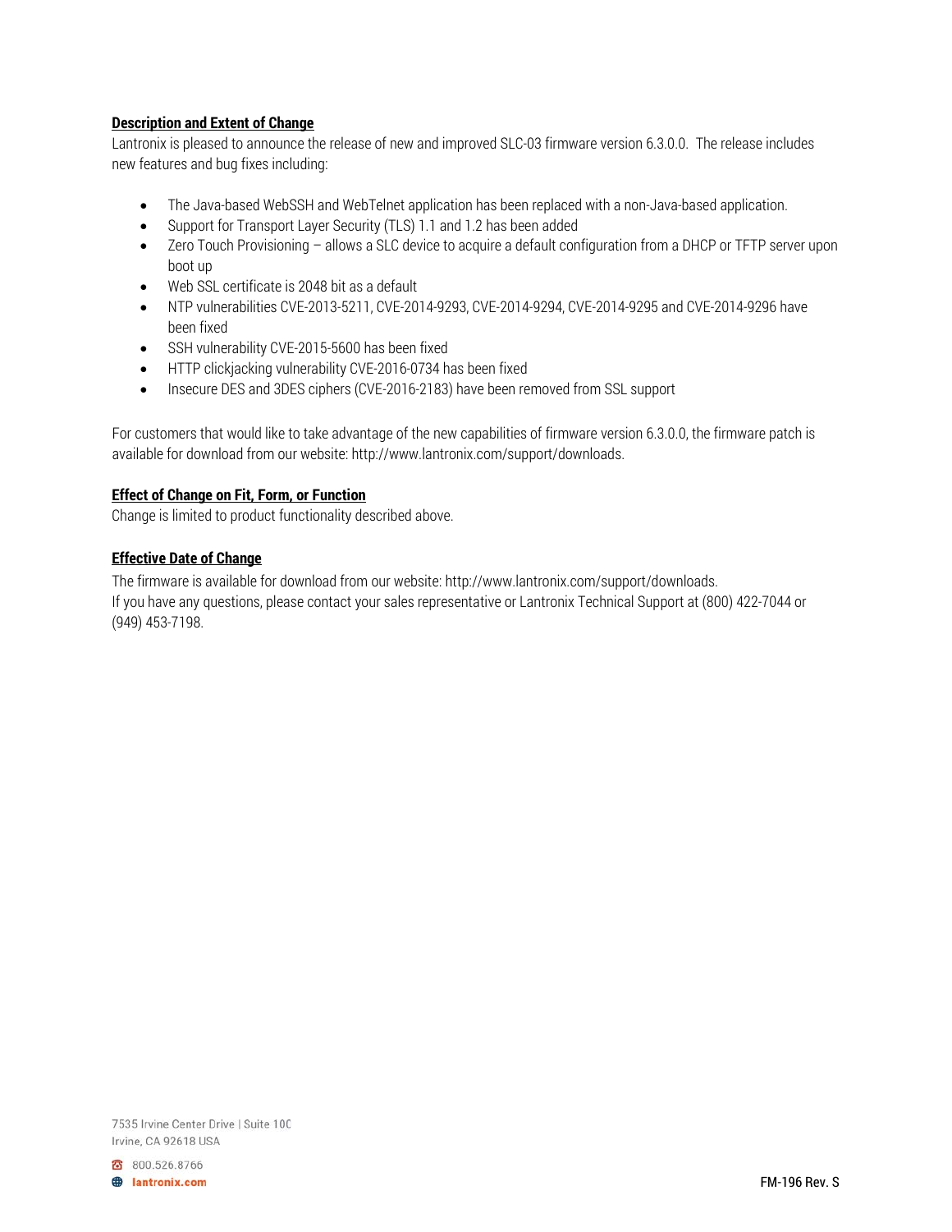**Description and Extent of Change**

Lantronix is pleased to announce the release of new and improved SLC-03 firmware version 6.3.0.0. The release includes new features and bug fixes including:

- The Java-based WebSSH and WebTelnet application has been replaced with a non-Java-based application.
- Support for Transport Layer Security (TLS) 1.1 and 1.2 has been added
- Zero Touch Provisioning – allows a SLC device to acquire a default configuration from a DHCP or TFTP server upon boot up
- Web SSL certificate is 2048 bit as a default
- NTP vulnerabilities CVE-2013-5211, CVE-2014-9293, CVE-2014-9294, CVE-2014-9295 and CVE-2014-9296 have been fixed
- SSH vulnerability CVE-2015-5600 has been fixed
- HTTP clickjacking vulnerability CVE-2016-0734 has been fixed
- Insecure DES and 3DES ciphers (CVE-2016-2183) have been removed from SSL support

For customers that would like to take advantage of the new capabilities of firmware version 6.3.0.0, the firmware patch is available for download from our website: http://www.lantronix.com/support/downloads.

**Effect of Change on Fit, Form, or Function**

Change is limited to product functionality described above.

**Effective Date of Change**

The firmware is available for download from our website: http://www.lantronix.com/support/downloads.
If you have any questions, please contact your sales representative or Lantronix Technical Support at (800) 422-7044 or (949) 453-7198.